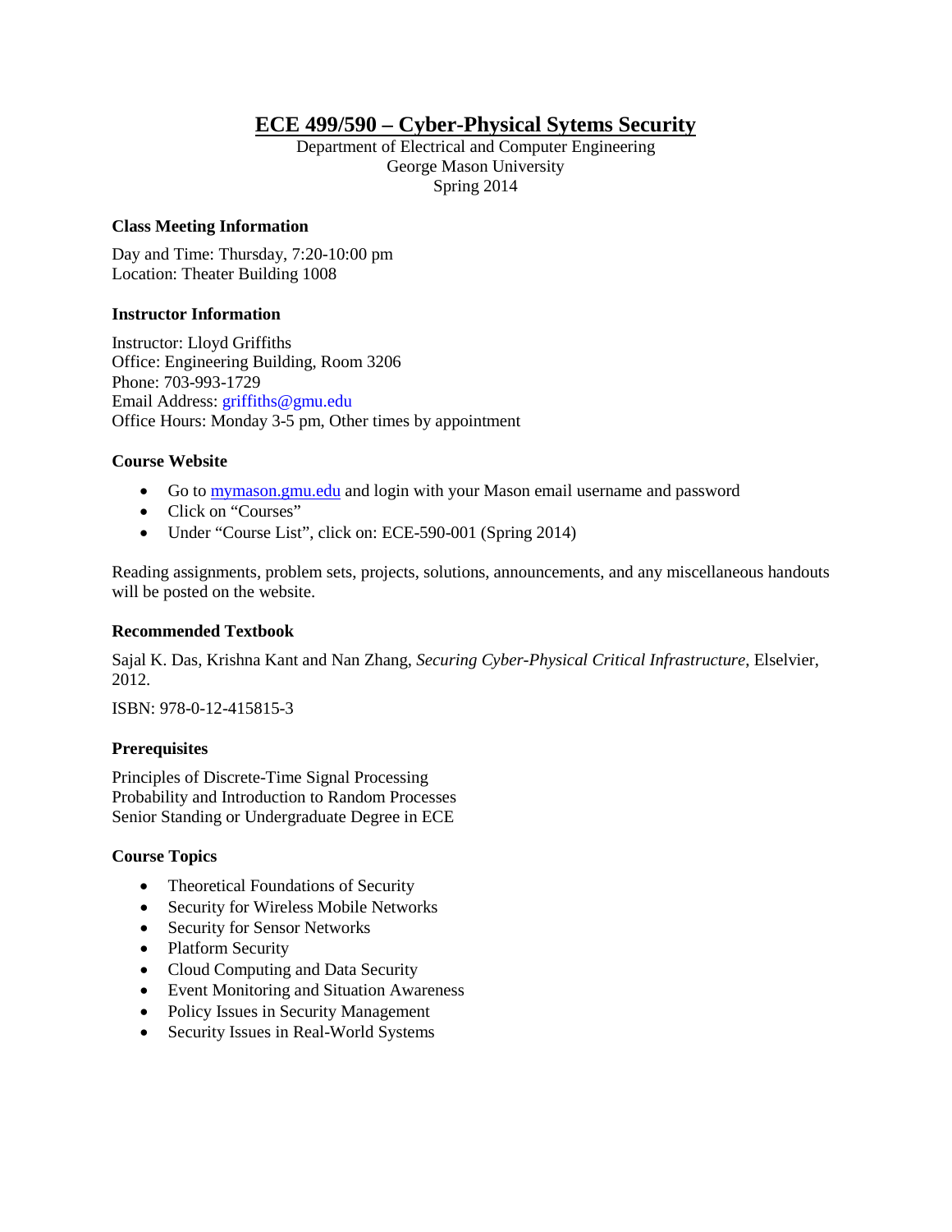# ECE 499/590 – Cyber-Physical Sytems Security

Department of Electrical and Computer Engineering
George Mason University
Spring 2014

### Class Meeting Information

Day and Time: Thursday, 7:20-10:00 pm
Location: Theater Building 1008

### Instructor Information

Instructor: Lloyd Griffiths
Office: Engineering Building, Room 3206
Phone: 703-993-1729
Email Address: griffiths@gmu.edu
Office Hours: Monday 3-5 pm, Other times by appointment

### Course Website

- Go to mymason.gmu.edu and login with your Mason email username and password
- Click on "Courses"
- Under "Course List", click on: ECE-590-001 (Spring 2014)

Reading assignments, problem sets, projects, solutions, announcements, and any miscellaneous handouts will be posted on the website.

### Recommended Textbook

Sajal K. Das, Krishna Kant and Nan Zhang, *Securing Cyber-Physical Critical Infrastructure*, Elselvier, 2012.

ISBN: 978-0-12-415815-3

### Prerequisites

Principles of Discrete-Time Signal Processing
Probability and Introduction to Random Processes
Senior Standing or Undergraduate Degree in ECE

### Course Topics

- Theoretical Foundations of Security
- Security for Wireless Mobile Networks
- Security for Sensor Networks
- Platform Security
- Cloud Computing and Data Security
- Event Monitoring and Situation Awareness
- Policy Issues in Security Management
- Security Issues in Real-World Systems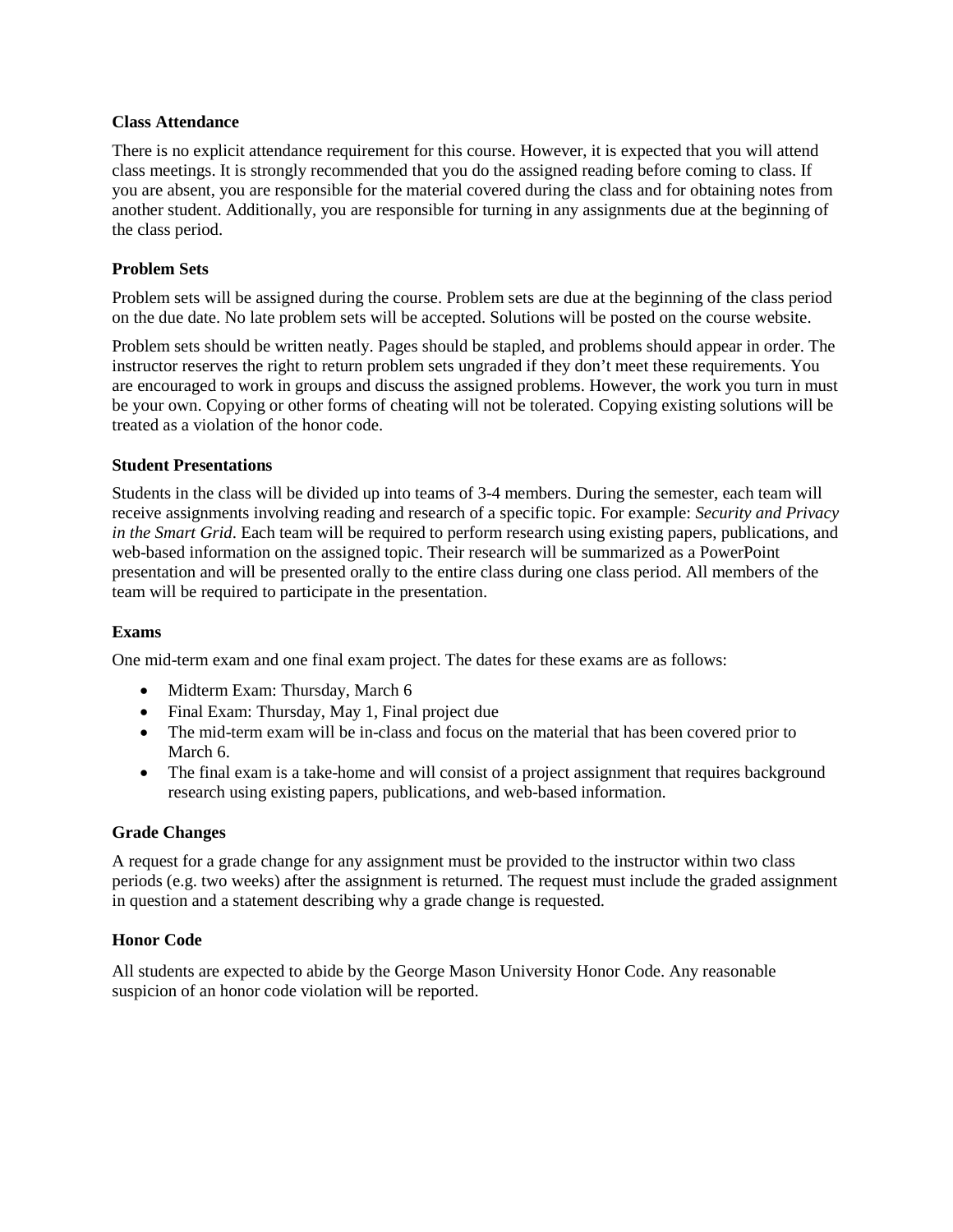**Class Attendance**

There is no explicit attendance requirement for this course. However, it is expected that you will attend class meetings. It is strongly recommended that you do the assigned reading before coming to class. If you are absent, you are responsible for the material covered during the class and for obtaining notes from another student. Additionally, you are responsible for turning in any assignments due at the beginning of the class period.

**Problem Sets**

Problem sets will be assigned during the course. Problem sets are due at the beginning of the class period on the due date. No late problem sets will be accepted. Solutions will be posted on the course website.

Problem sets should be written neatly. Pages should be stapled, and problems should appear in order. The instructor reserves the right to return problem sets ungraded if they don't meet these requirements. You are encouraged to work in groups and discuss the assigned problems. However, the work you turn in must be your own. Copying or other forms of cheating will not be tolerated. Copying existing solutions will be treated as a violation of the honor code.

**Student Presentations**

Students in the class will be divided up into teams of 3-4 members. During the semester, each team will receive assignments involving reading and research of a specific topic. For example: *Security and Privacy in the Smart Grid*. Each team will be required to perform research using existing papers, publications, and web-based information on the assigned topic. Their research will be summarized as a PowerPoint presentation and will be presented orally to the entire class during one class period. All members of the team will be required to participate in the presentation.

**Exams**

One mid-term exam and one final exam project. The dates for these exams are as follows:

- Midterm Exam: Thursday, March 6
- Final Exam: Thursday, May 1, Final project due
- The mid-term exam will be in-class and focus on the material that has been covered prior to March 6.
- The final exam is a take-home and will consist of a project assignment that requires background research using existing papers, publications, and web-based information.

**Grade Changes**

A request for a grade change for any assignment must be provided to the instructor within two class periods (e.g. two weeks) after the assignment is returned. The request must include the graded assignment in question and a statement describing why a grade change is requested.

**Honor Code**

All students are expected to abide by the George Mason University Honor Code. Any reasonable suspicion of an honor code violation will be reported.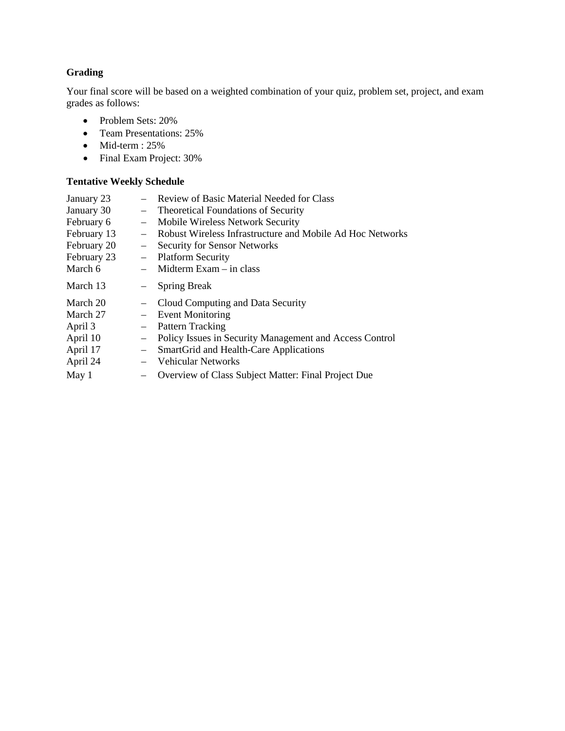**Grading**

Your final score will be based on a weighted combination of your quiz, problem set, project, and exam grades as follows:

- Problem Sets: 20%
- Team Presentations: 25%
- Mid-term : 25%
- Final Exam Project: 30%

**Tentative Weekly Schedule**

| | | |
|---|---|---|
| January 23 | – | Review of Basic Material Needed for Class |
| January 30 | – | Theoretical Foundations of Security |
| February 6 | – | Mobile Wireless Network Security |
| February 13 | – | Robust Wireless Infrastructure and Mobile Ad Hoc Networks |
| February 20 | – | Security for Sensor Networks |
| February 23 | – | Platform Security |
| March 6 | – | Midterm Exam – in class |
| March 13 | – | Spring Break |
| March 20 | – | Cloud Computing and Data Security |
| March 27 | – | Event Monitoring |
| April 3 | – | Pattern Tracking |
| April 10 | – | Policy Issues in Security Management and Access Control |
| April 17 | – | SmartGrid and Health-Care Applications |
| April 24 | – | Vehicular Networks |
| May 1 | – | Overview of Class Subject Matter: Final Project Due |